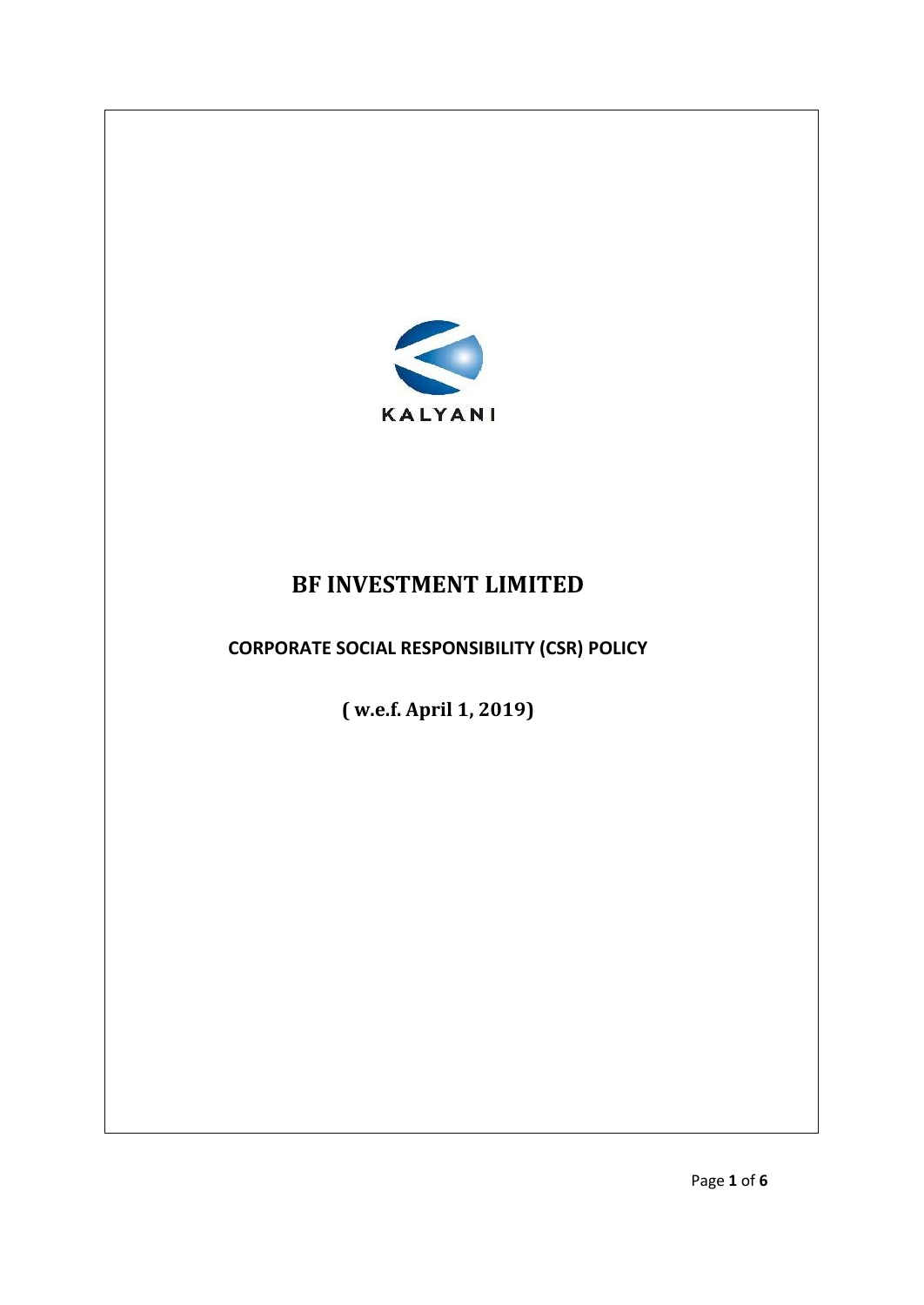KALYANI

# BF INVESTMENT LIMITED

## CORPORATE SOCIAL RESPONSIBILITY (CSR) POLICY

**( w.e.f. April 1, 2019)**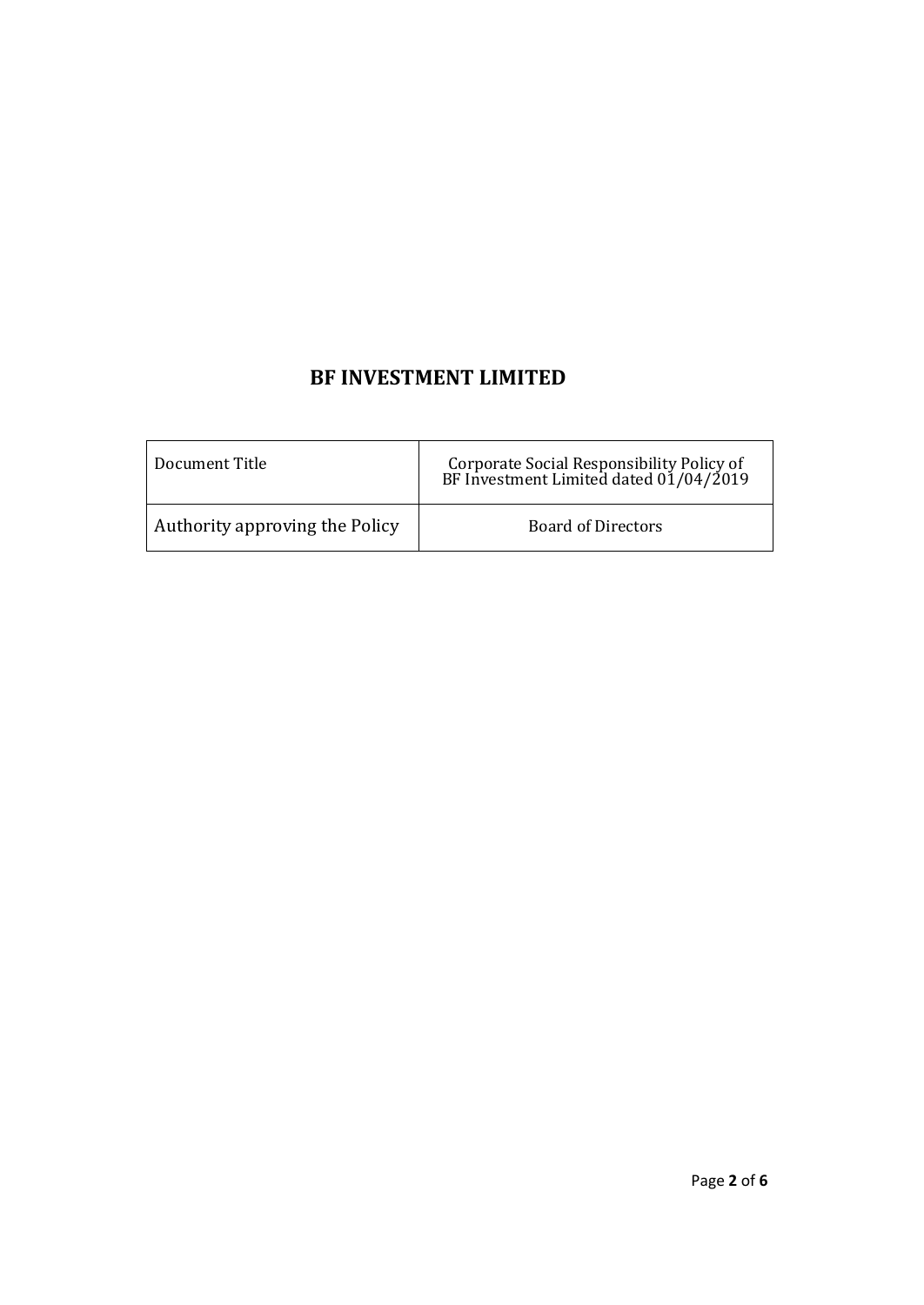# BF INVESTMENT LIMITED

| Document Title | Corporate Social Responsibility Policy of BF Investment Limited dated 01/04/2019 |
|---|---|
| Authority approving the Policy | Board of Directors |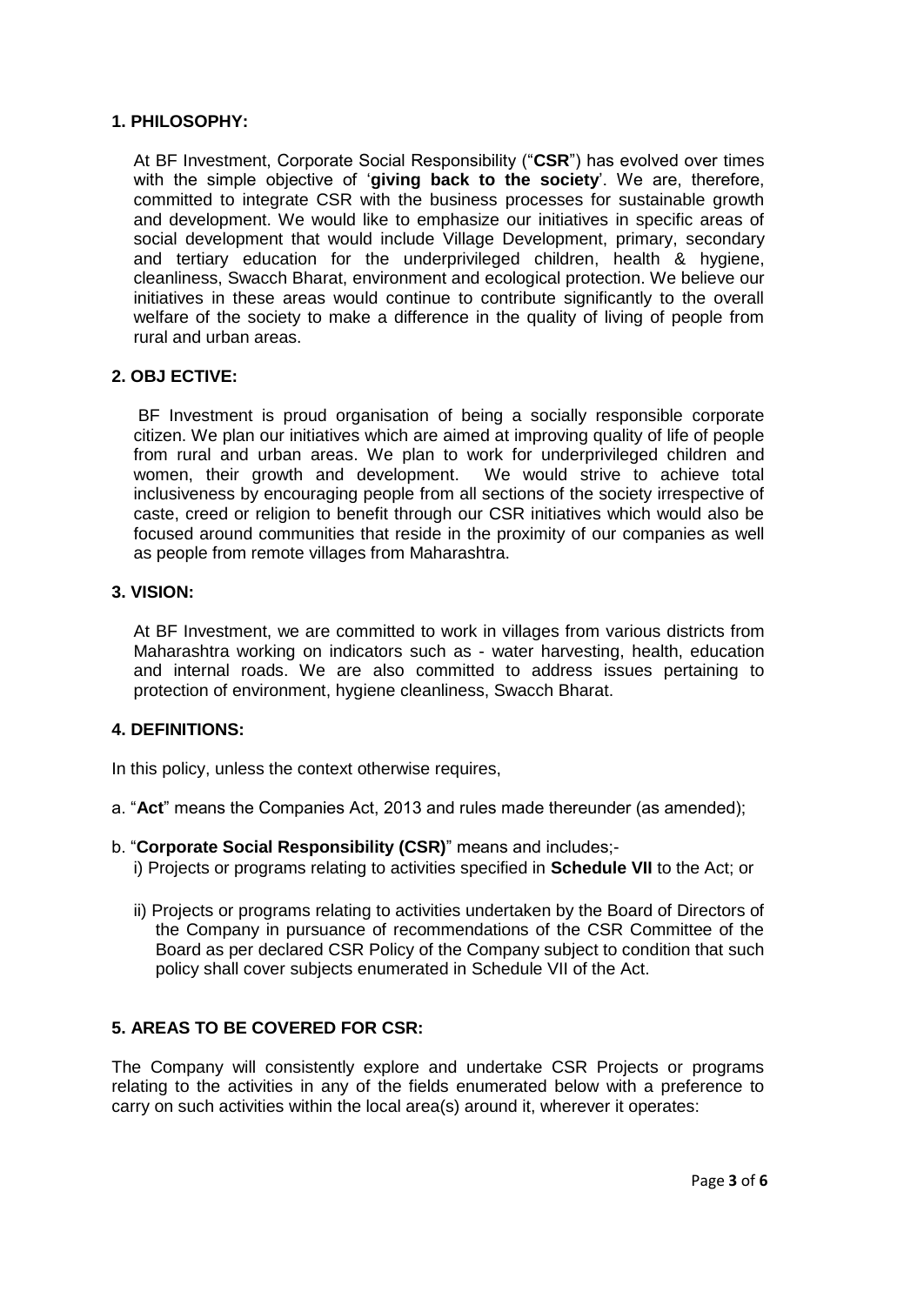## 1. PHILOSOPHY:

At BF Investment, Corporate Social Responsibility ("**CSR**") has evolved over times with the simple objective of '**giving back to the society**'. We are, therefore, committed to integrate CSR with the business processes for sustainable growth and development. We would like to emphasize our initiatives in specific areas of social development that would include Village Development, primary, secondary and tertiary education for the underprivileged children, health & hygiene, cleanliness, Swacch Bharat, environment and ecological protection. We believe our initiatives in these areas would continue to contribute significantly to the overall welfare of the society to make a difference in the quality of living of people from rural and urban areas.

## 2. OBJ ECTIVE:

BF Investment is proud organisation of being a socially responsible corporate citizen. We plan our initiatives which are aimed at improving quality of life of people from rural and urban areas. We plan to work for underprivileged children and women, their growth and development. We would strive to achieve total inclusiveness by encouraging people from all sections of the society irrespective of caste, creed or religion to benefit through our CSR initiatives which would also be focused around communities that reside in the proximity of our companies as well as people from remote villages from Maharashtra.

## 3. VISION:

At BF Investment, we are committed to work in villages from various districts from Maharashtra working on indicators such as - water harvesting, health, education and internal roads. We are also committed to address issues pertaining to protection of environment, hygiene cleanliness, Swacch Bharat.

## 4. DEFINITIONS:

In this policy, unless the context otherwise requires,

a. "**Act**" means the Companies Act, 2013 and rules made thereunder (as amended);

b. "**Corporate Social Responsibility (CSR)**" means and includes;-

i) Projects or programs relating to activities specified in **Schedule VII** to the Act; or

ii) Projects or programs relating to activities undertaken by the Board of Directors of the Company in pursuance of recommendations of the CSR Committee of the Board as per declared CSR Policy of the Company subject to condition that such policy shall cover subjects enumerated in Schedule VII of the Act.

## 5. AREAS TO BE COVERED FOR CSR:

The Company will consistently explore and undertake CSR Projects or programs relating to the activities in any of the fields enumerated below with a preference to carry on such activities within the local area(s) around it, wherever it operates: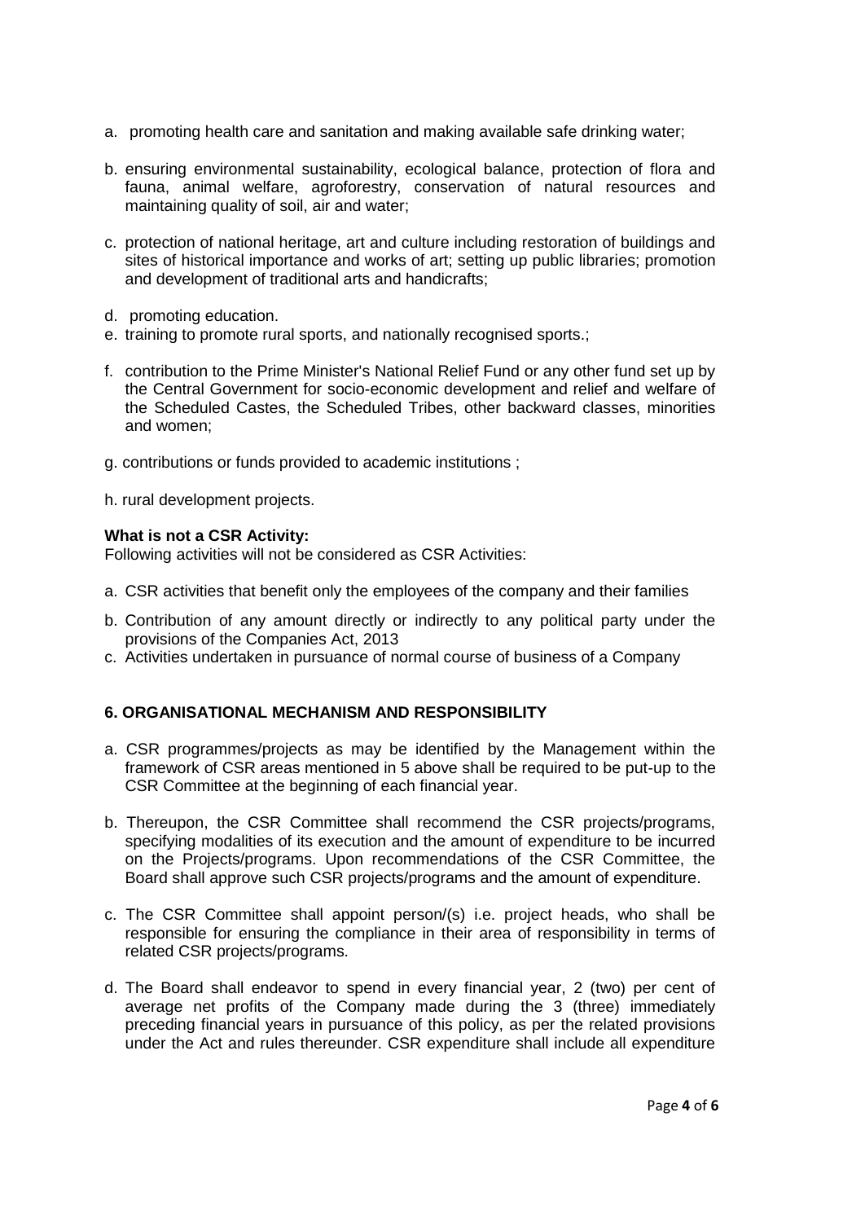a. promoting health care and sanitation and making available safe drinking water;

b. ensuring environmental sustainability, ecological balance, protection of flora and fauna, animal welfare, agroforestry, conservation of natural resources and maintaining quality of soil, air and water;

c. protection of national heritage, art and culture including restoration of buildings and sites of historical importance and works of art; setting up public libraries; promotion and development of traditional arts and handicrafts;

d. promoting education.

e. training to promote rural sports, and nationally recognised sports.;

f. contribution to the Prime Minister's National Relief Fund or any other fund set up by the Central Government for socio-economic development and relief and welfare of the Scheduled Castes, the Scheduled Tribes, other backward classes, minorities and women;

g. contributions or funds provided to academic institutions ;

h. rural development projects.

**What is not a CSR Activity:**

Following activities will not be considered as CSR Activities:

a. CSR activities that benefit only the employees of the company and their families

b. Contribution of any amount directly or indirectly to any political party under the provisions of the Companies Act, 2013

c. Activities undertaken in pursuance of normal course of business of a Company

### 6. ORGANISATIONAL MECHANISM AND RESPONSIBILITY

a. CSR programmes/projects as may be identified by the Management within the framework of CSR areas mentioned in 5 above shall be required to be put-up to the CSR Committee at the beginning of each financial year.

b. Thereupon, the CSR Committee shall recommend the CSR projects/programs, specifying modalities of its execution and the amount of expenditure to be incurred on the Projects/programs. Upon recommendations of the CSR Committee, the Board shall approve such CSR projects/programs and the amount of expenditure.

c. The CSR Committee shall appoint person/(s) i.e. project heads, who shall be responsible for ensuring the compliance in their area of responsibility in terms of related CSR projects/programs.

d. The Board shall endeavor to spend in every financial year, 2 (two) per cent of average net profits of the Company made during the 3 (three) immediately preceding financial years in pursuance of this policy, as per the related provisions under the Act and rules thereunder. CSR expenditure shall include all expenditure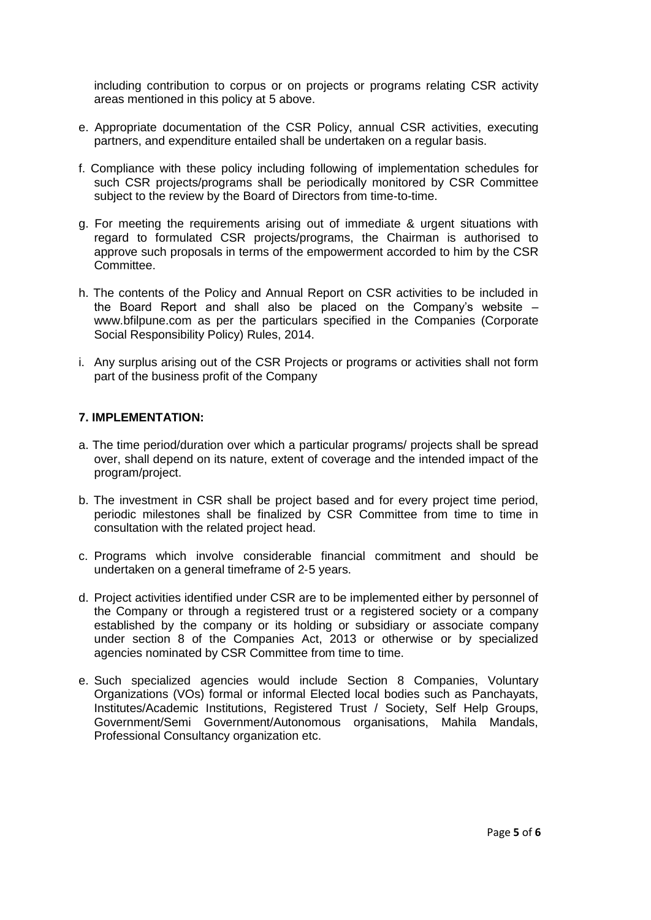including contribution to corpus or on projects or programs relating CSR activity areas mentioned in this policy at 5 above.

e. Appropriate documentation of the CSR Policy, annual CSR activities, executing partners, and expenditure entailed shall be undertaken on a regular basis.

f. Compliance with these policy including following of implementation schedules for such CSR projects/programs shall be periodically monitored by CSR Committee subject to the review by the Board of Directors from time-to-time.

g. For meeting the requirements arising out of immediate & urgent situations with regard to formulated CSR projects/programs, the Chairman is authorised to approve such proposals in terms of the empowerment accorded to him by the CSR Committee.

h. The contents of the Policy and Annual Report on CSR activities to be included in the Board Report and shall also be placed on the Company's website – www.bfilpune.com as per the particulars specified in the Companies (Corporate Social Responsibility Policy) Rules, 2014.

i. Any surplus arising out of the CSR Projects or programs or activities shall not form part of the business profit of the Company

**7. IMPLEMENTATION:**

a. The time period/duration over which a particular programs/ projects shall be spread over, shall depend on its nature, extent of coverage and the intended impact of the program/project.

b. The investment in CSR shall be project based and for every project time period, periodic milestones shall be finalized by CSR Committee from time to time in consultation with the related project head.

c. Programs which involve considerable financial commitment and should be undertaken on a general timeframe of 2-5 years.

d. Project activities identified under CSR are to be implemented either by personnel of the Company or through a registered trust or a registered society or a company established by the company or its holding or subsidiary or associate company under section 8 of the Companies Act, 2013 or otherwise or by specialized agencies nominated by CSR Committee from time to time.

e. Such specialized agencies would include Section 8 Companies, Voluntary Organizations (VOs) formal or informal Elected local bodies such as Panchayats, Institutes/Academic Institutions, Registered Trust / Society, Self Help Groups, Government/Semi Government/Autonomous organisations, Mahila Mandals, Professional Consultancy organization etc.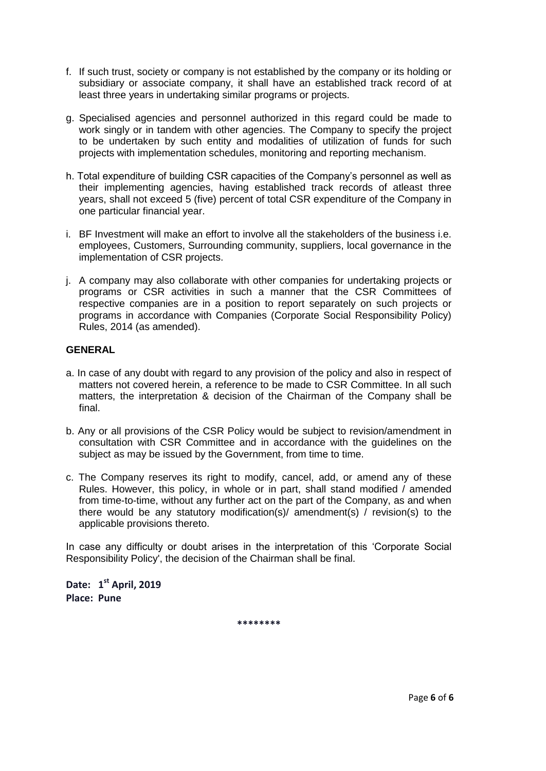f. If such trust, society or company is not established by the company or its holding or subsidiary or associate company, it shall have an established track record of at least three years in undertaking similar programs or projects.

g. Specialised agencies and personnel authorized in this regard could be made to work singly or in tandem with other agencies. The Company to specify the project to be undertaken by such entity and modalities of utilization of funds for such projects with implementation schedules, monitoring and reporting mechanism.

h. Total expenditure of building CSR capacities of the Company's personnel as well as their implementing agencies, having established track records of atleast three years, shall not exceed 5 (five) percent of total CSR expenditure of the Company in one particular financial year.

i. BF Investment will make an effort to involve all the stakeholders of the business i.e. employees, Customers, Surrounding community, suppliers, local governance in the implementation of CSR projects.

j. A company may also collaborate with other companies for undertaking projects or programs or CSR activities in such a manner that the CSR Committees of respective companies are in a position to report separately on such projects or programs in accordance with Companies (Corporate Social Responsibility Policy) Rules, 2014 (as amended).

**GENERAL**

a. In case of any doubt with regard to any provision of the policy and also in respect of matters not covered herein, a reference to be made to CSR Committee. In all such matters, the interpretation & decision of the Chairman of the Company shall be final.

b. Any or all provisions of the CSR Policy would be subject to revision/amendment in consultation with CSR Committee and in accordance with the guidelines on the subject as may be issued by the Government, from time to time.

c. The Company reserves its right to modify, cancel, add, or amend any of these Rules. However, this policy, in whole or in part, shall stand modified / amended from time-to-time, without any further act on the part of the Company, as and when there would be any statutory modification(s)/ amendment(s) / revision(s) to the applicable provisions thereto.

In case any difficulty or doubt arises in the interpretation of this 'Corporate Social Responsibility Policy', the decision of the Chairman shall be final.

**Date: 1st April, 2019**
**Place: Pune**

********